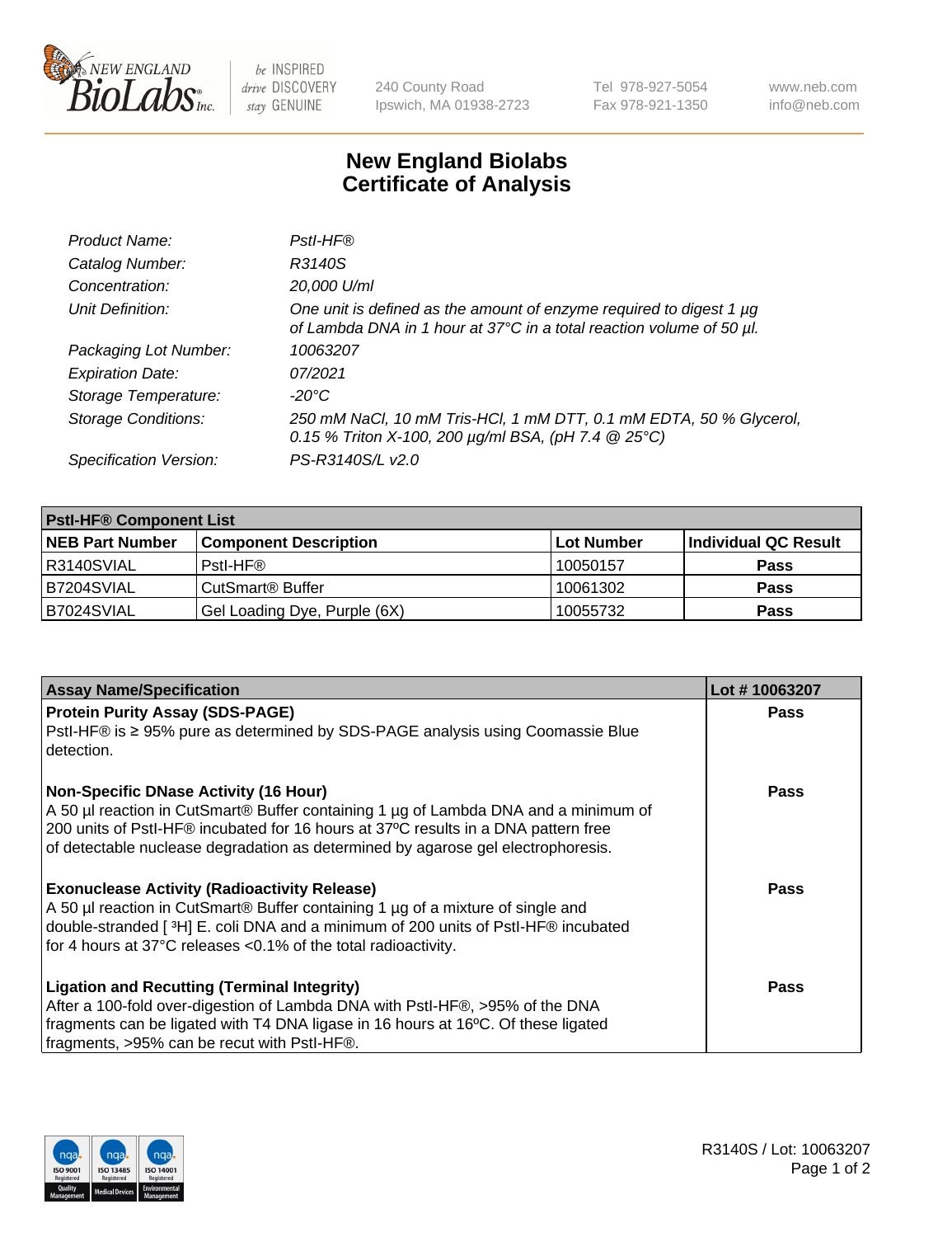# New England Biolabs
# Certificate of Analysis

| | |
|---|---|
| *Product Name:* | *PstI-HF®* |
| *Catalog Number:* | *R3140S* |
| *Concentration:* | *20,000 U/ml* |
| *Unit Definition:* | *One unit is defined as the amount of enzyme required to digest 1 µg of Lambda DNA in 1 hour at 37°C in a total reaction volume of 50 µl.* |
| *Packaging Lot Number:* | *10063207* |
| *Expiration Date:* | *07/2021* |
| *Storage Temperature:* | *-20°C* |
| *Storage Conditions:* | *250 mM NaCl, 10 mM Tris-HCl, 1 mM DTT, 0.1 mM EDTA, 50 % Glycerol, 0.15 % Triton X-100, 200 µg/ml BSA, (pH 7.4 @ 25°C)* |
| *Specification Version:* | *PS-R3140S/L v2.0* |

| **PstI-HF® Component List** | | | |
|---|---|---|---|
| **NEB Part Number** | **Component Description** | **Lot Number** | **Individual QC Result** |
| R3140SVIAL | PstI-HF® | 10050157 | **Pass** |
| B7204SVIAL | CutSmart® Buffer | 10061302 | **Pass** |
| B7024SVIAL | Gel Loading Dye, Purple (6X) | 10055732 | **Pass** |

| **Assay Name/Specification** | **Lot # 10063207** |
|---|---|
| **Protein Purity Assay (SDS-PAGE)**<br>PstI-HF® is ≥ 95% pure as determined by SDS-PAGE analysis using Coomassie Blue detection. | **Pass** |
| **Non-Specific DNase Activity (16 Hour)**<br>A 50 µl reaction in CutSmart® Buffer containing 1 µg of Lambda DNA and a minimum of 200 units of PstI-HF® incubated for 16 hours at 37ºC results in a DNA pattern free of detectable nuclease degradation as determined by agarose gel electrophoresis. | **Pass** |
| **Exonuclease Activity (Radioactivity Release)**<br>A 50 µl reaction in CutSmart® Buffer containing 1 µg of a mixture of single and double-stranded [ $^{3}$H] E. coli DNA and a minimum of 200 units of PstI-HF® incubated for 4 hours at 37°C releases <0.1% of the total radioactivity. | **Pass** |
| **Ligation and Recutting (Terminal Integrity)**<br>After a 100-fold over-digestion of Lambda DNA with PstI-HF®, >95% of the DNA fragments can be ligated with T4 DNA ligase in 16 hours at 16ºC. Of these ligated fragments, >95% can be recut with PstI-HF®. | **Pass** |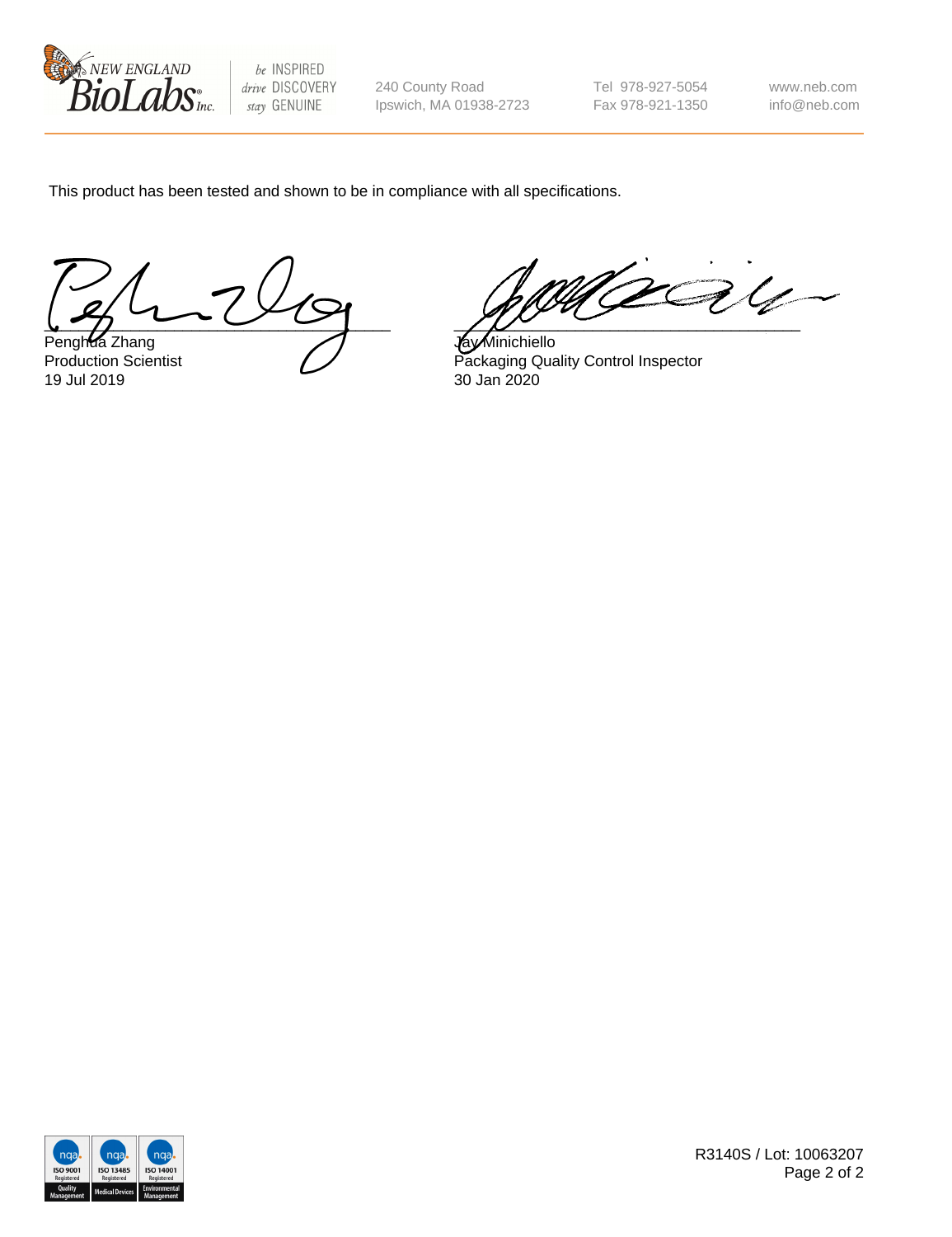This product has been tested and shown to be in compliance with all specifications.

Penghua Zhang
Production Scientist
19 Jul 2019

Jay Minichiello
Packaging Quality Control Inspector
30 Jan 2020

R3140S / Lot: 10063207